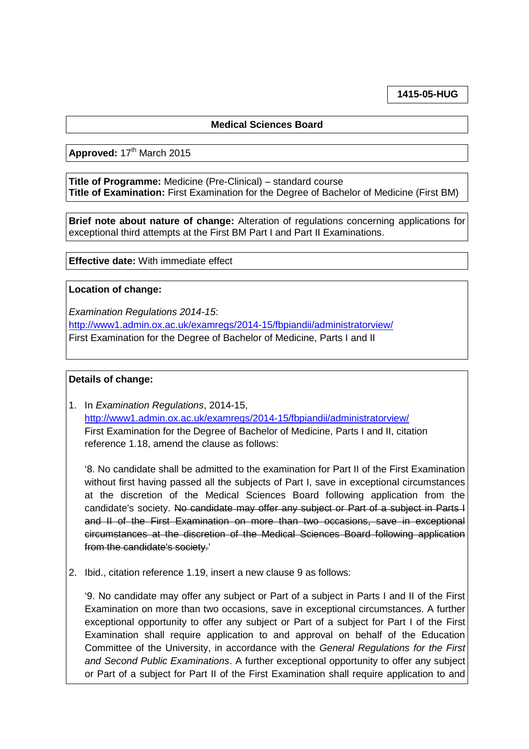**1415-05-HUG**

**Medical Sciences Board**

**Approved:** 17th March 2015

**Title of Programme:** Medicine (Pre-Clinical) – standard course
**Title of Examination:** First Examination for the Degree of Bachelor of Medicine (First BM)

**Brief note about nature of change:** Alteration of regulations concerning applications for exceptional third attempts at the First BM Part I and Part II Examinations.

**Effective date:** With immediate effect

**Location of change:**

*Examination Regulations 2014-15*:
http://www1.admin.ox.ac.uk/examregs/2014-15/fbpiandii/administratorview/
First Examination for the Degree of Bachelor of Medicine, Parts I and II

**Details of change:**

1. In *Examination Regulations*, 2014-15, http://www1.admin.ox.ac.uk/examregs/2014-15/fbpiandii/administratorview/ First Examination for the Degree of Bachelor of Medicine, Parts I and II, citation reference 1.18, amend the clause as follows:

   '8. No candidate shall be admitted to the examination for Part II of the First Examination without first having passed all the subjects of Part I, save in exceptional circumstances at the discretion of the Medical Sciences Board following application from the candidate's society. ~~No candidate may offer any subject or Part of a subject in Parts I and II of the First Examination on more than two occasions, save in exceptional circumstances at the discretion of the Medical Sciences Board following application from the candidate's society.~~'

2. Ibid., citation reference 1.19, insert a new clause 9 as follows:

   '9. No candidate may offer any subject or Part of a subject in Parts I and II of the First Examination on more than two occasions, save in exceptional circumstances. A further exceptional opportunity to offer any subject or Part of a subject for Part I of the First Examination shall require application to and approval on behalf of the Education Committee of the University, in accordance with the *General Regulations for the First and Second Public Examinations*. A further exceptional opportunity to offer any subject or Part of a subject for Part II of the First Examination shall require application to and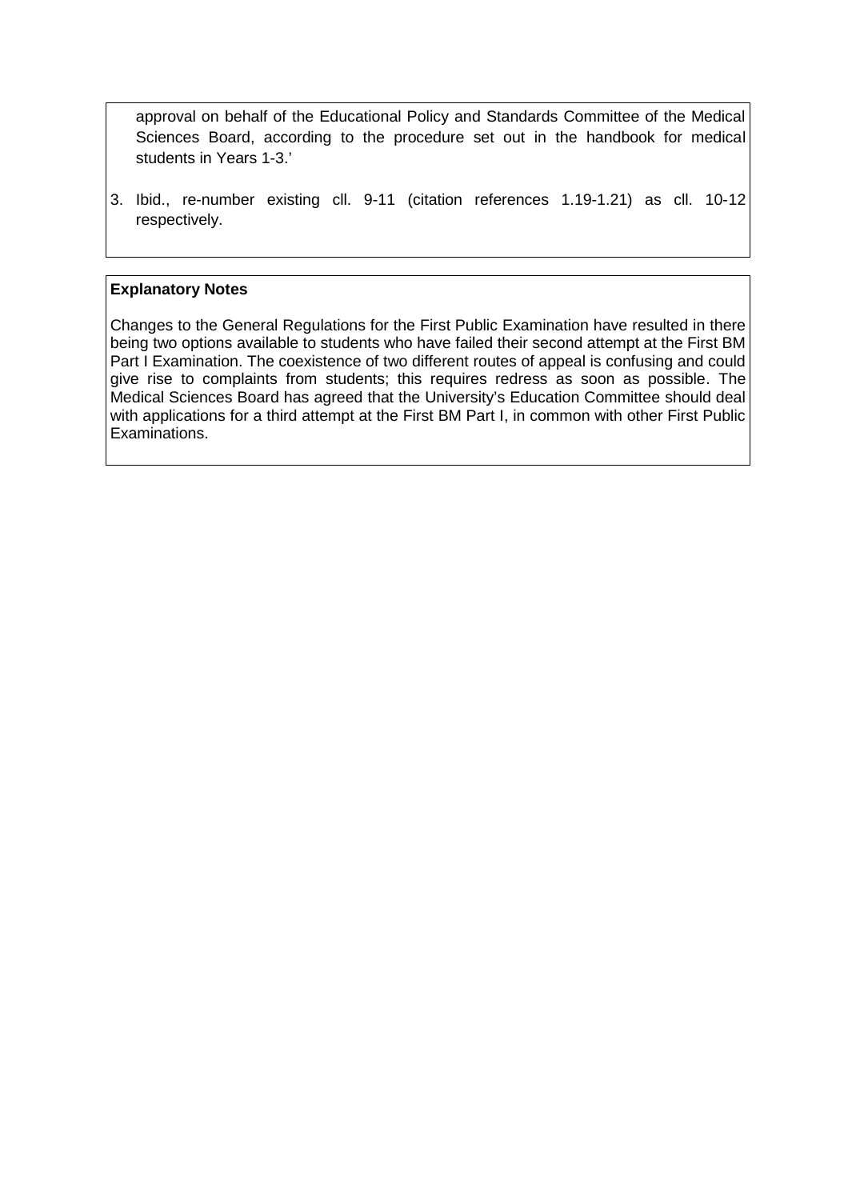approval on behalf of the Educational Policy and Standards Committee of the Medical Sciences Board, according to the procedure set out in the handbook for medical students in Years 1-3.'

3. Ibid., re-number existing cll. 9-11 (citation references 1.19-1.21) as cll. 10-12 respectively.

**Explanatory Notes**

Changes to the General Regulations for the First Public Examination have resulted in there being two options available to students who have failed their second attempt at the First BM Part I Examination. The coexistence of two different routes of appeal is confusing and could give rise to complaints from students; this requires redress as soon as possible. The Medical Sciences Board has agreed that the University's Education Committee should deal with applications for a third attempt at the First BM Part I, in common with other First Public Examinations.